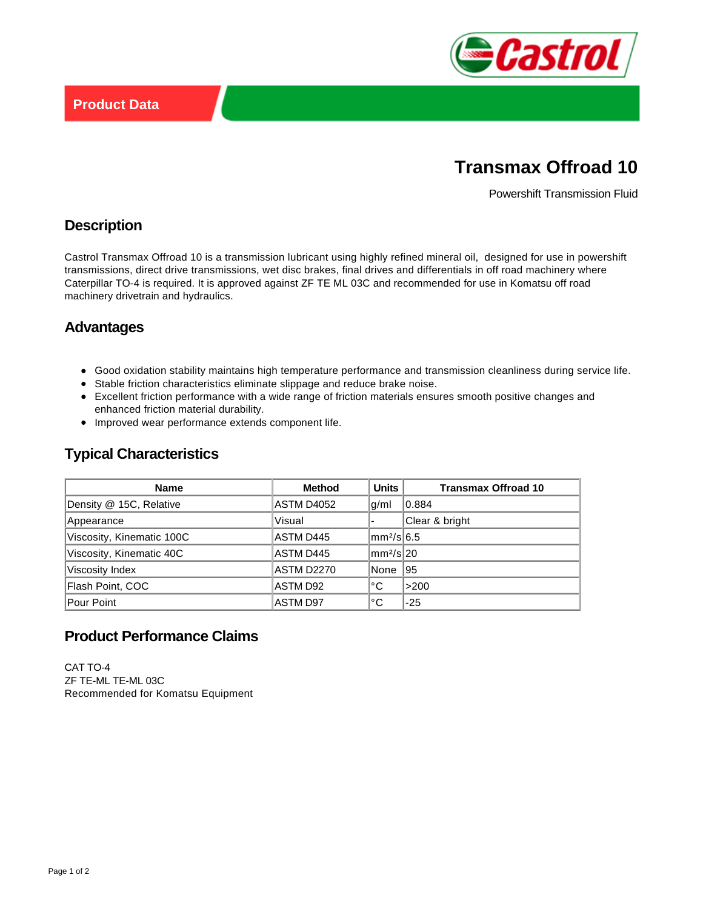Product Data

# Transmax Offroad 10

Powershift Transmission Fluid

## Description

Castrol Transmax Offroad 10 is a transmission lubricant using highly refined mineral oil, designed for use in powershift transmissions, direct drive transmissions, wet disc brakes, final drives and differentials in off road machinery where Caterpillar TO-4 is required. It is approved against ZF TE ML 03C and recommended for use in Komatsu off road machinery drivetrain and hydraulics.

## Advantages

- Good oxidation stability maintains high temperature performance and transmission cleanliness during service life.
- Stable friction characteristics eliminate slippage and reduce brake noise.
- Excellent friction performance with a wide range of friction materials ensures smooth positive changes and enhanced friction material durability.
- Improved wear performance extends component life.

## Typical Characteristics

| Name | Method | Units | Transmax Offroad 10 |
|---|---|---|---|
| Density @ 15C, Relative | ASTM D4052 | g/ml | 0.884 |
| Appearance | Visual | - | Clear & bright |
| Viscosity, Kinematic 100C | ASTM D445 | mm²/s | 6.5 |
| Viscosity, Kinematic 40C | ASTM D445 | mm²/s | 20 |
| Viscosity Index | ASTM D2270 | None | 95 |
| Flash Point, COC | ASTM D92 | °C | >200 |
| Pour Point | ASTM D97 | °C | -25 |

## Product Performance Claims

CAT TO-4
ZF TE-ML TE-ML 03C
Recommended for Komatsu Equipment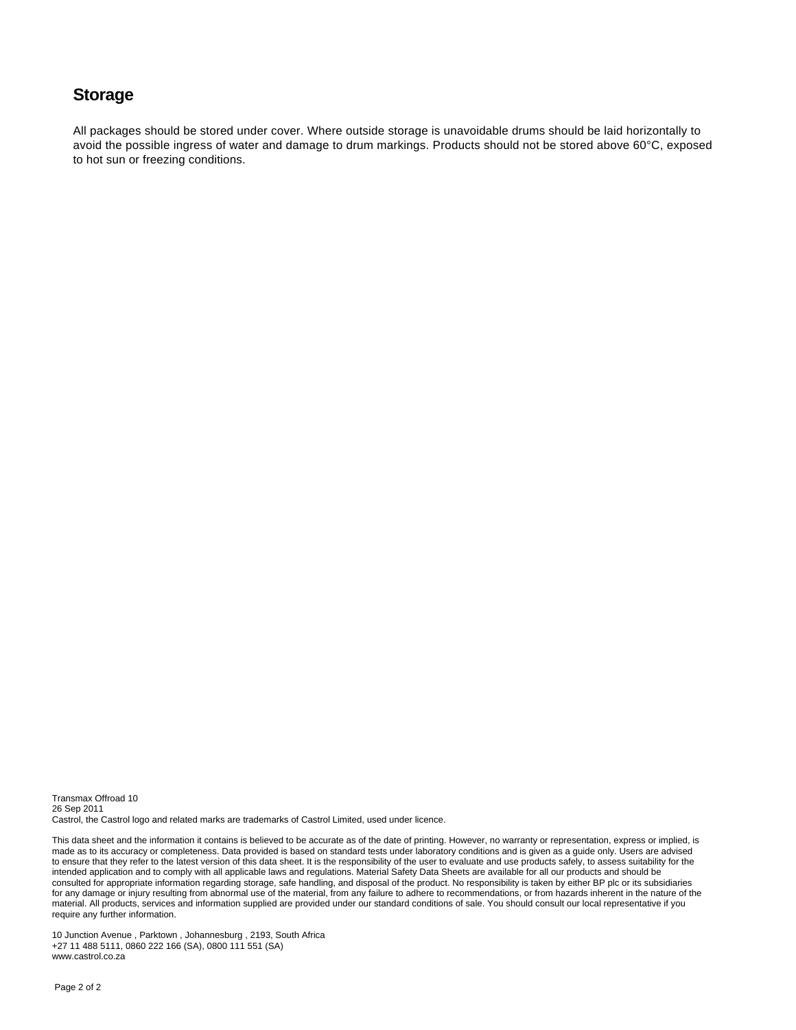## Storage

All packages should be stored under cover. Where outside storage is unavoidable drums should be laid horizontally to avoid the possible ingress of water and damage to drum markings. Products should not be stored above 60°C, exposed to hot sun or freezing conditions.

Transmax Offroad 10
26 Sep 2011
Castrol, the Castrol logo and related marks are trademarks of Castrol Limited, used under licence.

This data sheet and the information it contains is believed to be accurate as of the date of printing. However, no warranty or representation, express or implied, is made as to its accuracy or completeness. Data provided is based on standard tests under laboratory conditions and is given as a guide only. Users are advised to ensure that they refer to the latest version of this data sheet. It is the responsibility of the user to evaluate and use products safely, to assess suitability for the intended application and to comply with all applicable laws and regulations. Material Safety Data Sheets are available for all our products and should be consulted for appropriate information regarding storage, safe handling, and disposal of the product. No responsibility is taken by either BP plc or its subsidiaries for any damage or injury resulting from abnormal use of the material, from any failure to adhere to recommendations, or from hazards inherent in the nature of the material. All products, services and information supplied are provided under our standard conditions of sale. You should consult our local representative if you require any further information.

10 Junction Avenue , Parktown , Johannesburg , 2193, South Africa
+27 11 488 5111, 0860 222 166 (SA), 0800 111 551 (SA)
www.castrol.co.za